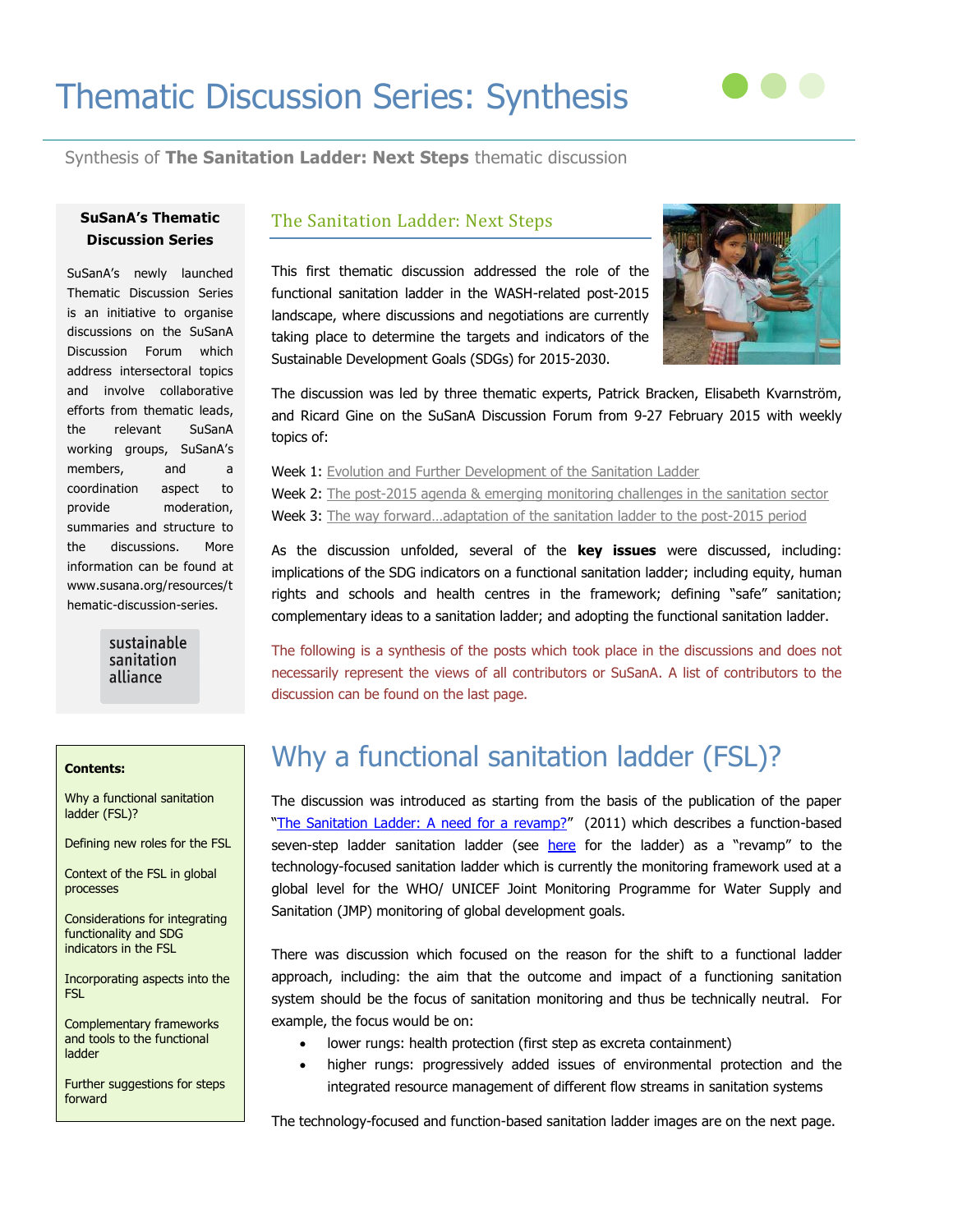# Thematic Discussion Series: Synthesis

Synthesis of **The Sanitation Ladder: Next Steps** thematic discussion

## The Sanitation Ladder: Next Steps

This first thematic discussion addressed the role of the functional sanitation ladder in the WASH-related post-2015 landscape, where discussions and negotiations are currently taking place to determine the targets and indicators of the Sustainable Development Goals (SDGs) for 2015-2030.

The discussion was led by three thematic experts, Patrick Bracken, Elisabeth Kvarnström, and Ricard Gine on the SuSanA Discussion Forum from 9-27 February 2015 with weekly topics of:

Week 1: Evolution and Further Development of the Sanitation Ladder
Week 2: The post-2015 agenda & emerging monitoring challenges in the sanitation sector
Week 3: The way forward…adaptation of the sanitation ladder to the post-2015 period

As the discussion unfolded, several of the **key issues** were discussed, including: implications of the SDG indicators on a functional sanitation ladder; including equity, human rights and schools and health centres in the framework; defining "safe" sanitation; complementary ideas to a sanitation ladder; and adopting the functional sanitation ladder.

The following is a synthesis of the posts which took place in the discussions and does not necessarily represent the views of all contributors or SuSanA. A list of contributors to the discussion can be found on the last page.

### SuSanA's Thematic Discussion Series

SuSanA's newly launched Thematic Discussion Series is an initiative to organise discussions on the SuSanA Discussion Forum which address intersectoral topics and involve collaborative efforts from thematic leads, the relevant SuSanA working groups, SuSanA's members, and a coordination aspect to provide moderation, summaries and structure to the discussions. More information can be found at www.susana.org/resources/thematic-discussion-series.

sustainable sanitation alliance

**Contents:**

- Why a functional sanitation ladder (FSL)?
- Defining new roles for the FSL
- Context of the FSL in global processes
- Considerations for integrating functionality and SDG indicators in the FSL
- Incorporating aspects into the FSL
- Complementary frameworks and tools to the functional ladder
- Further suggestions for steps forward

# Why a functional sanitation ladder (FSL)?

The discussion was introduced as starting from the basis of the publication of the paper "The Sanitation Ladder: A need for a revamp?" (2011) which describes a function-based seven-step ladder sanitation ladder (see here for the ladder) as a "revamp" to the technology-focused sanitation ladder which is currently the monitoring framework used at a global level for the WHO/ UNICEF Joint Monitoring Programme for Water Supply and Sanitation (JMP) monitoring of global development goals.

There was discussion which focused on the reason for the shift to a functional ladder approach, including: the aim that the outcome and impact of a functioning sanitation system should be the focus of sanitation monitoring and thus be technically neutral. For example, the focus would be on:

- lower rungs: health protection (first step as excreta containment)
- higher rungs: progressively added issues of environmental protection and the integrated resource management of different flow streams in sanitation systems

The technology-focused and function-based sanitation ladder images are on the next page.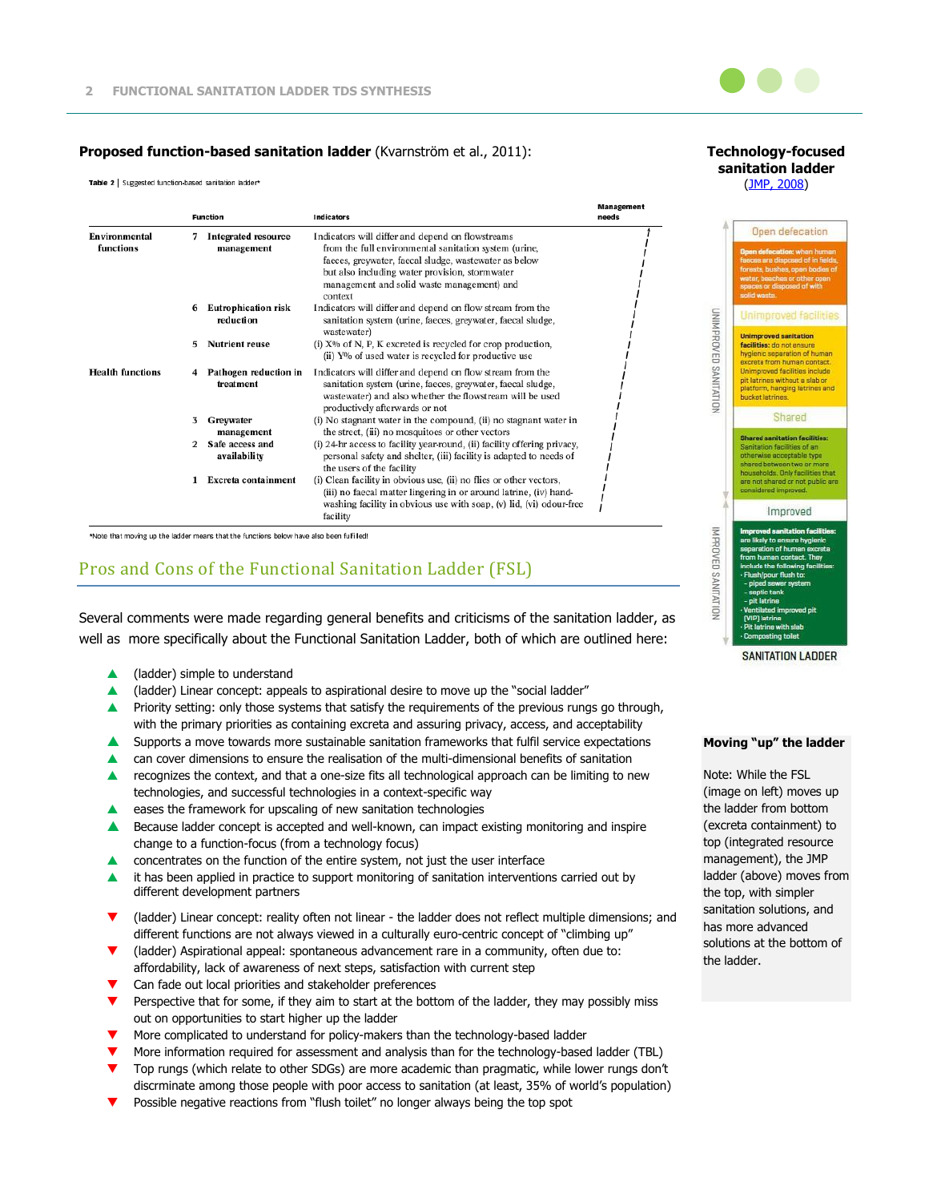**Proposed function-based sanitation ladder** (Kvarnström et al., 2011):

**Table 2** | Suggested function-based sanitation ladder*

| | Function | Indicators | Management needs |
|---|---|---|---|
| Environmental functions | 7 Integrated resource management | Indicators will differ and depend on flowstreams from the full environmental sanitation system (urine, faeces, greywater, faecal sludge, wastewater as below but also including water provision, stormwater management and solid waste management) and context | |
| | 6 Eutrophication risk reduction | Indicators will differ and depend on flow stream from the sanitation system (urine, faeces, greywater, faecal sludge, wastewater) | |
| | 5 Nutrient reuse | (i) X% of N, P, K excreted is recycled for crop production, (ii) Y% of used water is recycled for productive use | |
| Health functions | 4 Pathogen reduction in treatment | Indicators will differ and depend on flow stream from the sanitation system (urine, faeces, greywater, faecal sludge, wastewater) and also whether the flowstream will be used productively afterwards or not | |
| | 3 Greywater management | (i) No stagnant water in the compound, (ii) no stagnant water in the street, (iii) no mosquitoes or other vectors | |
| | 2 Safe access and availability | (i) 24-hr access to facility year-round, (ii) facility offering privacy, personal safety and shelter, (iii) facility is adapted to needs of the users of the facility | |
| | 1 Excreta containment | (i) Clean facility in obvious use, (ii) no flies or other vectors, (iii) no faecal matter lingering in or around latrine, (iv) hand-washing facility in obvious use with soap, (v) lid, (vi) odour-free facility | |

*Note that moving up the ladder means that the functions below have also been fulfilled!

**Technology-focused sanitation ladder**
(JMP, 2008)

SANITATION LADDER

UNIMPROVED SANITATION

- **Open defecation**
  **Open defecation:** when human faeces are disposed of in fields, forests, bushes, open bodies of water, beaches or other open spaces or disposed of with solid waste.
- **Unimproved facilities**
  **Unimproved sanitation facilities:** do not ensure hygienic separation of human excreta from human contact. Unimproved facilities include pit latrines without a slab or platform, hanging latrines and bucket latrines.
- **Shared**
  **Shared sanitation facilities:** Sanitation facilities of an otherwise acceptable type shared between two or more households. Only facilities that are not shared or not public are considered improved.

IMPROVED SANITATION

- **Improved**
  **Improved sanitation facilities:** are likely to ensure hygienic separation of human excreta from human contact. They include the following facilities:
  - Flush/pour flush to:
    - piped sewer system
    - septic tank
    - pit latrine
  - Ventilated improved pit (VIP) latrine
  - Pit latrine with slab
  - Composting toilet

**Moving "up" the ladder**

Note: While the FSL (image on left) moves up the ladder from bottom (excreta containment) to top (integrated resource management), the JMP ladder (above) moves from the top, with simpler sanitation solutions, and has more advanced solutions at the bottom of the ladder.

## Pros and Cons of the Functional Sanitation Ladder (FSL)

Several comments were made regarding general benefits and criticisms of the sanitation ladder, as well as more specifically about the Functional Sanitation Ladder, both of which are outlined here:

- ▲ (ladder) simple to understand
- ▲ (ladder) Linear concept: appeals to aspirational desire to move up the "social ladder"
- ▲ Priority setting: only those systems that satisfy the requirements of the previous rungs go through, with the primary priorities as containing excreta and assuring privacy, access, and acceptability
- ▲ Supports a move towards more sustainable sanitation frameworks that fulfil service expectations
- ▲ can cover dimensions to ensure the realisation of the multi-dimensional benefits of sanitation
- ▲ recognizes the context, and that a one-size fits all technological approach can be limiting to new technologies, and successful technologies in a context-specific way
- ▲ eases the framework for upscaling of new sanitation technologies
- ▲ Because ladder concept is accepted and well-known, can impact existing monitoring and inspire change to a function-focus (from a technology focus)
- ▲ concentrates on the function of the entire system, not just the user interface
- ▲ it has been applied in practice to support monitoring of sanitation interventions carried out by different development partners

- ▼ (ladder) Linear concept: reality often not linear - the ladder does not reflect multiple dimensions; and different functions are not always viewed in a culturally euro-centric concept of "climbing up"
- ▼ (ladder) Aspirational appeal: spontaneous advancement rare in a community, often due to: affordability, lack of awareness of next steps, satisfaction with current step
- ▼ Can fade out local priorities and stakeholder preferences
- ▼ Perspective that for some, if they aim to start at the bottom of the ladder, they may possibly miss out on opportunities to start higher up the ladder
- ▼ More complicated to understand for policy-makers than the technology-based ladder
- ▼ More information required for assessment and analysis than for the technology-based ladder (TBL)
- ▼ Top rungs (which relate to other SDGs) are more academic than pragmatic, while lower rungs don't discrminate among those people with poor access to sanitation (at least, 35% of world's population)
- ▼ Possible negative reactions from "flush toilet" no longer always being the top spot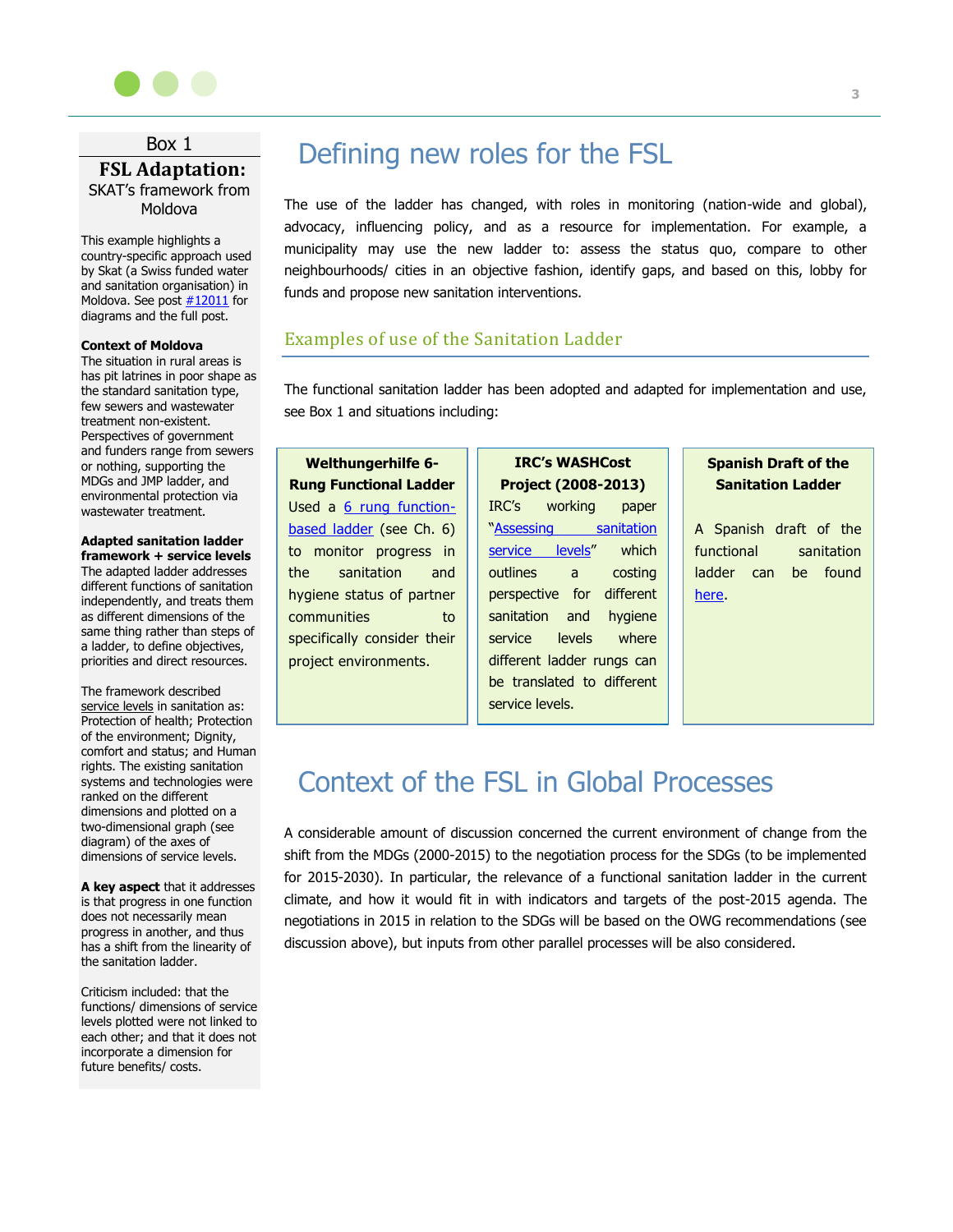## Box 1

### FSL Adaptation:

SKAT's framework from Moldova

This example highlights a country-specific approach used by Skat (a Swiss funded water and sanitation organisation) in Moldova. See post #12011 for diagrams and the full post.

**Context of Moldova**
The situation in rural areas is has pit latrines in poor shape as the standard sanitation type, few sewers and wastewater treatment non-existent. Perspectives of government and funders range from sewers or nothing, supporting the MDGs and JMP ladder, and environmental protection via wastewater treatment.

**Adapted sanitation ladder framework + service levels**
The adapted ladder addresses different functions of sanitation independently, and treats them as different dimensions of the same thing rather than steps of a ladder, to define objectives, priorities and direct resources.

The framework described service levels in sanitation as: Protection of health; Protection of the environment; Dignity, comfort and status; and Human rights. The existing sanitation systems and technologies were ranked on the different dimensions and plotted on a two-dimensional graph (see diagram) of the axes of dimensions of service levels.

**A key aspect** that it addresses is that progress in one function does not necessarily mean progress in another, and thus has a shift from the linearity of the sanitation ladder.

Criticism included: that the functions/ dimensions of service levels plotted were not linked to each other; and that it does not incorporate a dimension for future benefits/ costs.

# Defining new roles for the FSL

The use of the ladder has changed, with roles in monitoring (nation-wide and global), advocacy, influencing policy, and as a resource for implementation. For example, a municipality may use the new ladder to: assess the status quo, compare to other neighbourhoods/ cities in an objective fashion, identify gaps, and based on this, lobby for funds and propose new sanitation interventions.

## Examples of use of the Sanitation Ladder

The functional sanitation ladder has been adopted and adapted for implementation and use, see Box 1 and situations including:

**Welthungerhilfe 6-Rung Functional Ladder**
Used a 6 rung function-based ladder (see Ch. 6) to monitor progress in the sanitation and hygiene status of partner communities to specifically consider their project environments.

**IRC's WASHCost Project (2008-2013)**
IRC's working paper "Assessing sanitation service levels" which outlines a costing perspective for different sanitation and hygiene service levels where different ladder rungs can be translated to different service levels.

**Spanish Draft of the Sanitation Ladder**
A Spanish draft of the functional sanitation ladder can be found here.

# Context of the FSL in Global Processes

A considerable amount of discussion concerned the current environment of change from the shift from the MDGs (2000-2015) to the negotiation process for the SDGs (to be implemented for 2015-2030). In particular, the relevance of a functional sanitation ladder in the current climate, and how it would fit in with indicators and targets of the post-2015 agenda. The negotiations in 2015 in relation to the SDGs will be based on the OWG recommendations (see discussion above), but inputs from other parallel processes will be also considered.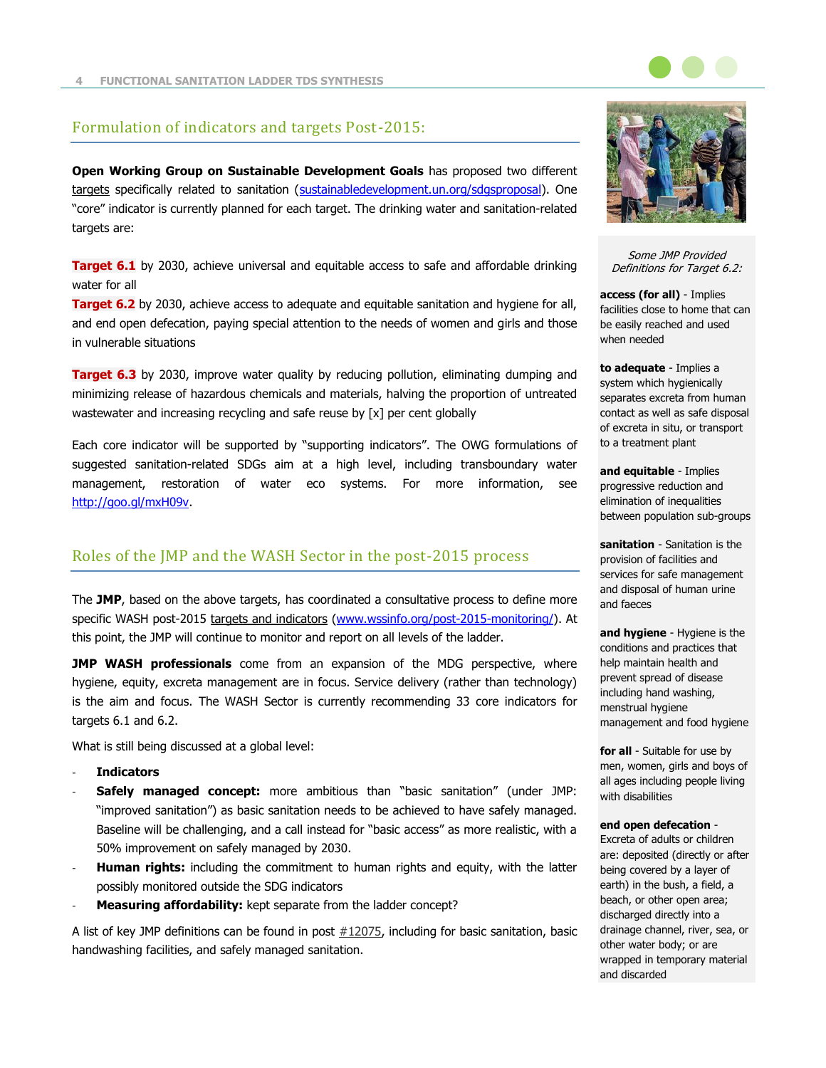## Formulation of indicators and targets Post-2015:

**Open Working Group on Sustainable Development Goals** has proposed two different targets specifically related to sanitation (sustainabledevelopment.un.org/sdgsproposal). One "core" indicator is currently planned for each target. The drinking water and sanitation-related targets are:

**Target 6.1** by 2030, achieve universal and equitable access to safe and affordable drinking water for all

**Target 6.2** by 2030, achieve access to adequate and equitable sanitation and hygiene for all, and end open defecation, paying special attention to the needs of women and girls and those in vulnerable situations

**Target 6.3** by 2030, improve water quality by reducing pollution, eliminating dumping and minimizing release of hazardous chemicals and materials, halving the proportion of untreated wastewater and increasing recycling and safe reuse by [x] per cent globally

Each core indicator will be supported by "supporting indicators". The OWG formulations of suggested sanitation-related SDGs aim at a high level, including transboundary water management, restoration of water eco systems. For more information, see http://goo.gl/mxH09v.

## Roles of the JMP and the WASH Sector in the post-2015 process

The **JMP**, based on the above targets, has coordinated a consultative process to define more specific WASH post-2015 targets and indicators (www.wssinfo.org/post-2015-monitoring/). At this point, the JMP will continue to monitor and report on all levels of the ladder.

**JMP WASH professionals** come from an expansion of the MDG perspective, where hygiene, equity, excreta management are in focus. Service delivery (rather than technology) is the aim and focus. The WASH Sector is currently recommending 33 core indicators for targets 6.1 and 6.2.

What is still being discussed at a global level:

- **Indicators**
- **Safely managed concept:** more ambitious than "basic sanitation" (under JMP: "improved sanitation") as basic sanitation needs to be achieved to have safely managed. Baseline will be challenging, and a call instead for "basic access" as more realistic, with a 50% improvement on safely managed by 2030.
- **Human rights:** including the commitment to human rights and equity, with the latter possibly monitored outside the SDG indicators
- **Measuring affordability:** kept separate from the ladder concept?

A list of key JMP definitions can be found in post #12075, including for basic sanitation, basic handwashing facilities, and safely managed sanitation.

*Some JMP Provided Definitions for Target 6.2:*

**access (for all)** - Implies facilities close to home that can be easily reached and used when needed

**to adequate** - Implies a system which hygienically separates excreta from human contact as well as safe disposal of excreta in situ, or transport to a treatment plant

**and equitable** - Implies progressive reduction and elimination of inequalities between population sub-groups

**sanitation** - Sanitation is the provision of facilities and services for safe management and disposal of human urine and faeces

**and hygiene** - Hygiene is the conditions and practices that help maintain health and prevent spread of disease including hand washing, menstrual hygiene management and food hygiene

**for all** - Suitable for use by men, women, girls and boys of all ages including people living with disabilities

**end open defecation** - Excreta of adults or children are: deposited (directly or after being covered by a layer of earth) in the bush, a field, a beach, or other open area; discharged directly into a drainage channel, river, sea, or other water body; or are wrapped in temporary material and discarded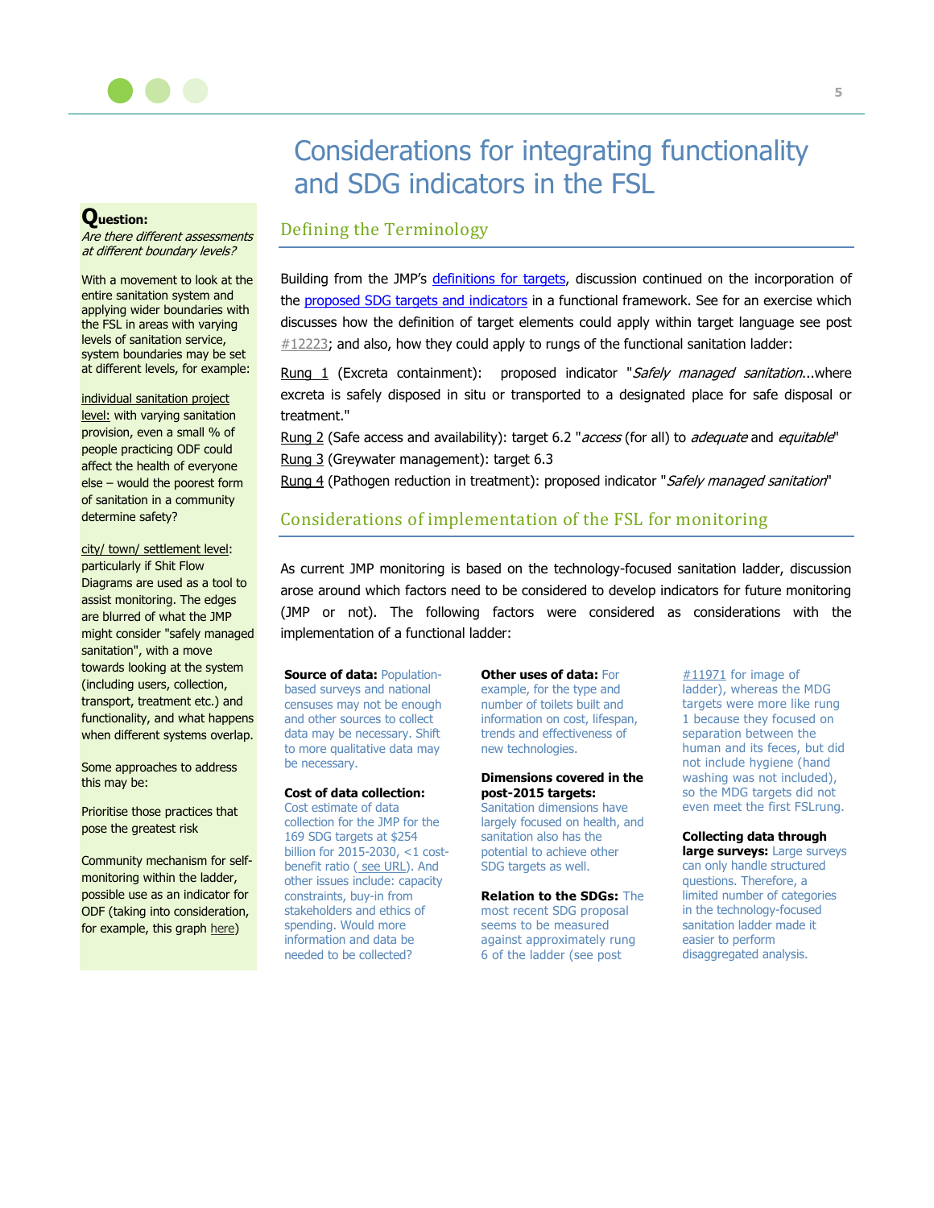# Considerations for integrating functionality and SDG indicators in the FSL

## Defining the Terminology

Building from the JMP's definitions for targets, discussion continued on the incorporation of the proposed SDG targets and indicators in a functional framework. See for an exercise which discusses how the definition of target elements could apply within target language see post #12223; and also, how they could apply to rungs of the functional sanitation ladder:

Rung 1 (Excreta containment): proposed indicator "*Safely managed sanitation*...where excreta is safely disposed in situ or transported to a designated place for safe disposal or treatment."

Rung 2 (Safe access and availability): target 6.2 "*access* (for all) to *adequate* and *equitable*"

Rung 3 (Greywater management): target 6.3

Rung 4 (Pathogen reduction in treatment): proposed indicator "*Safely managed sanitation*"

## Considerations of implementation of the FSL for monitoring

As current JMP monitoring is based on the technology-focused sanitation ladder, discussion arose around which factors need to be considered to develop indicators for future monitoring (JMP or not). The following factors were considered as considerations with the implementation of a functional ladder:

**Source of data:** Population-based surveys and national censuses may not be enough and other sources to collect data may be necessary. Shift to more qualitative data may be necessary.

**Cost of data collection:** Cost estimate of data collection for the JMP for the 169 SDG targets at $254 billion for 2015-2030, <1 cost-benefit ratio ( see URL). And other issues include: capacity constraints, buy-in from stakeholders and ethics of spending. Would more information and data be needed to be collected?

**Other uses of data:** For example, for the type and number of toilets built and information on cost, lifespan, trends and effectiveness of new technologies.

**Dimensions covered in the post-2015 targets:** Sanitation dimensions have largely focused on health, and sanitation also has the potential to achieve other SDG targets as well.

**Relation to the SDGs:** The most recent SDG proposal seems to be measured against approximately rung 6 of the ladder (see post #11971 for image of ladder), whereas the MDG targets were more like rung 1 because they focused on separation between the human and its feces, but did not include hygiene (hand washing was not included), so the MDG targets did not even meet the first FSLrung.

**Collecting data through large surveys:** Large surveys can only handle structured questions. Therefore, a limited number of categories in the technology-focused sanitation ladder made it easier to perform disaggregated analysis.

**Question:**
*Are there different assessments at different boundary levels?*

With a movement to look at the entire sanitation system and applying wider boundaries with the FSL in areas with varying levels of sanitation service, system boundaries may be set at different levels, for example:

individual sanitation project level: with varying sanitation provision, even a small % of people practicing ODF could affect the health of everyone else – would the poorest form of sanitation in a community determine safety?

city/ town/ settlement level: particularly if Shit Flow Diagrams are used as a tool to assist monitoring. The edges are blurred of what the JMP might consider "safely managed sanitation", with a move towards looking at the system (including users, collection, transport, treatment etc.) and functionality, and what happens when different systems overlap.

Some approaches to address this may be:

Prioritise those practices that pose the greatest risk

Community mechanism for self-monitoring within the ladder, possible use as an indicator for ODF (taking into consideration, for example, this graph here)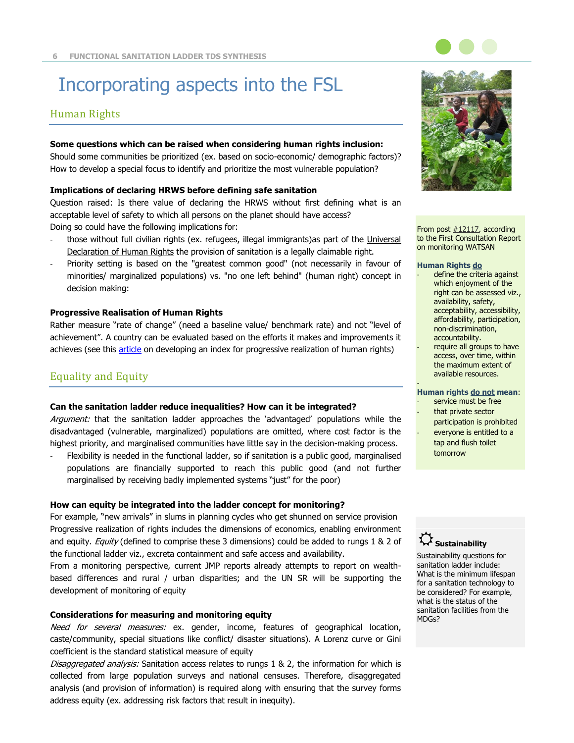# Incorporating aspects into the FSL

## Human Rights

**Some questions which can be raised when considering human rights inclusion:**

Should some communities be prioritized (ex. based on socio-economic/ demographic factors)? How to develop a special focus to identify and prioritize the most vulnerable population?

**Implications of declaring HRWS before defining safe sanitation**

Question raised: Is there value of declaring the HRWS without first defining what is an acceptable level of safety to which all persons on the planet should have access?

Doing so could have the following implications for:

- those without full civilian rights (ex. refugees, illegal immigrants)as part of the Universal Declaration of Human Rights the provision of sanitation is a legally claimable right.
- Priority setting is based on the "greatest common good" (not necessarily in favour of minorities/ marginalized populations) vs. "no one left behind" (human right) concept in decision making:

**Progressive Realisation of Human Rights**

Rather measure "rate of change" (need a baseline value/ benchmark rate) and not "level of achievement". A country can be evaluated based on the efforts it makes and improvements it achieves (see this article on developing an index for progressive realization of human rights)

## Equality and Equity

**Can the sanitation ladder reduce inequalities? How can it be integrated?**

*Argument:* that the sanitation ladder approaches the 'advantaged' populations while the disadvantaged (vulnerable, marginalized) populations are omitted, where cost factor is the highest priority, and marginalised communities have little say in the decision-making process.

- Flexibility is needed in the functional ladder, so if sanitation is a public good, marginalised populations are financially supported to reach this public good (and not further marginalised by receiving badly implemented systems "just" for the poor)

**How can equity be integrated into the ladder concept for monitoring?**

For example, "new arrivals" in slums in planning cycles who get shunned on service provision

Progressive realization of rights includes the dimensions of economics, enabling environment and equity. *Equity* (defined to comprise these 3 dimensions) could be added to rungs 1 & 2 of the functional ladder viz., excreta containment and safe access and availability.

From a monitoring perspective, current JMP reports already attempts to report on wealth-based differences and rural / urban disparities; and the UN SR will be supporting the development of monitoring of equity

**Considerations for measuring and monitoring equity**

*Need for several measures:* ex. gender, income, features of geographical location, caste/community, special situations like conflict/ disaster situations). A Lorenz curve or Gini coefficient is the standard statistical measure of equity

*Disaggregated analysis:* Sanitation access relates to rungs 1 & 2, the information for which is collected from large population surveys and national censuses. Therefore, disaggregated analysis (and provision of information) is required along with ensuring that the survey forms address equity (ex. addressing risk factors that result in inequity).

From post #12117, according to the First Consultation Report on monitoring WATSAN

**Human Rights do**

- define the criteria against which enjoyment of the right can be assessed viz., availability, safety, acceptability, accessibility, affordability, participation, non-discrimination, accountability.
- require all groups to have access, over time, within the maximum extent of available resources.

**Human rights do not mean**:

- service must be free
- that private sector participation is prohibited
- everyone is entitled to a tap and flush toilet tomorrow

**Sustainability**

Sustainability questions for sanitation ladder include: What is the minimum lifespan for a sanitation technology to be considered? For example, what is the status of the sanitation facilities from the MDGs?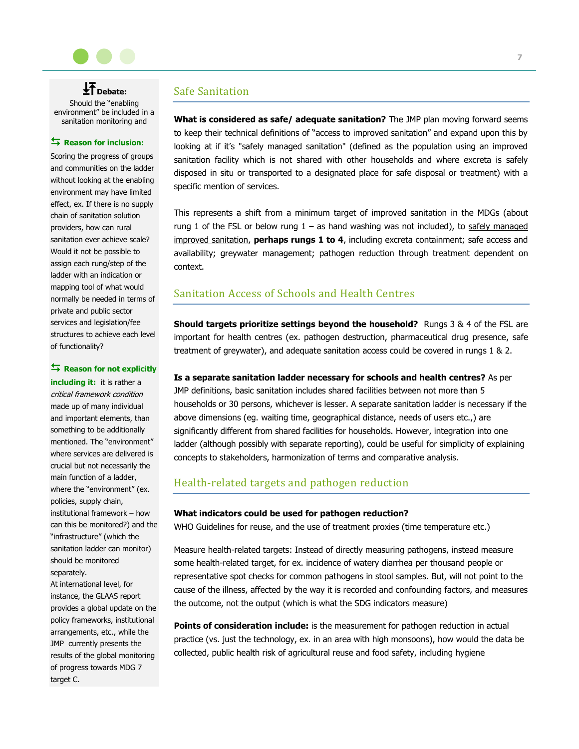**Debate:**

Should the "enabling environment" be included in a sanitation monitoring and

**Reason for inclusion:**

Scoring the progress of groups and communities on the ladder without looking at the enabling environment may have limited effect, ex. If there is no supply chain of sanitation solution providers, how can rural sanitation ever achieve scale? Would it not be possible to assign each rung/step of the ladder with an indication or mapping tool of what would normally be needed in terms of private and public sector services and legislation/fee structures to achieve each level of functionality?

**Reason for not explicitly including it:** it is rather a *critical framework condition* made up of many individual and important elements, than something to be additionally mentioned. The "environment" where services are delivered is crucial but not necessarily the main function of a ladder, where the "environment" (ex. policies, supply chain, institutional framework – how can this be monitored?) and the "infrastructure" (which the sanitation ladder can monitor) should be monitored separately.

At international level, for instance, the GLAAS report provides a global update on the policy frameworks, institutional arrangements, etc., while the JMP currently presents the results of the global monitoring of progress towards MDG 7 target C.

## Safe Sanitation

**What is considered as safe/ adequate sanitation?** The JMP plan moving forward seems to keep their technical definitions of "access to improved sanitation" and expand upon this by looking at if it's "safely managed sanitation" (defined as the population using an improved sanitation facility which is not shared with other households and where excreta is safely disposed in situ or transported to a designated place for safe disposal or treatment) with a specific mention of services.

This represents a shift from a minimum target of improved sanitation in the MDGs (about rung 1 of the FSL or below rung 1 – as hand washing was not included), to safely managed improved sanitation, **perhaps rungs 1 to 4**, including excreta containment; safe access and availability; greywater management; pathogen reduction through treatment dependent on context.

## Sanitation Access of Schools and Health Centres

**Should targets prioritize settings beyond the household?** Rungs 3 & 4 of the FSL are important for health centres (ex. pathogen destruction, pharmaceutical drug presence, safe treatment of greywater), and adequate sanitation access could be covered in rungs 1 & 2.

**Is a separate sanitation ladder necessary for schools and health centres?** As per JMP definitions, basic sanitation includes shared facilities between not more than 5 households or 30 persons, whichever is lesser. A separate sanitation ladder is necessary if the above dimensions (eg. waiting time, geographical distance, needs of users etc.,) are significantly different from shared facilities for households. However, integration into one ladder (although possibly with separate reporting), could be useful for simplicity of explaining concepts to stakeholders, harmonization of terms and comparative analysis.

## Health-related targets and pathogen reduction

**What indicators could be used for pathogen reduction?**
WHO Guidelines for reuse, and the use of treatment proxies (time temperature etc.)

Measure health-related targets: Instead of directly measuring pathogens, instead measure some health-related target, for ex. incidence of watery diarrhea per thousand people or representative spot checks for common pathogens in stool samples. But, will not point to the cause of the illness, affected by the way it is recorded and confounding factors, and measures the outcome, not the output (which is what the SDG indicators measure)

**Points of consideration include:** is the measurement for pathogen reduction in actual practice (vs. just the technology, ex. in an area with high monsoons), how would the data be collected, public health risk of agricultural reuse and food safety, including hygiene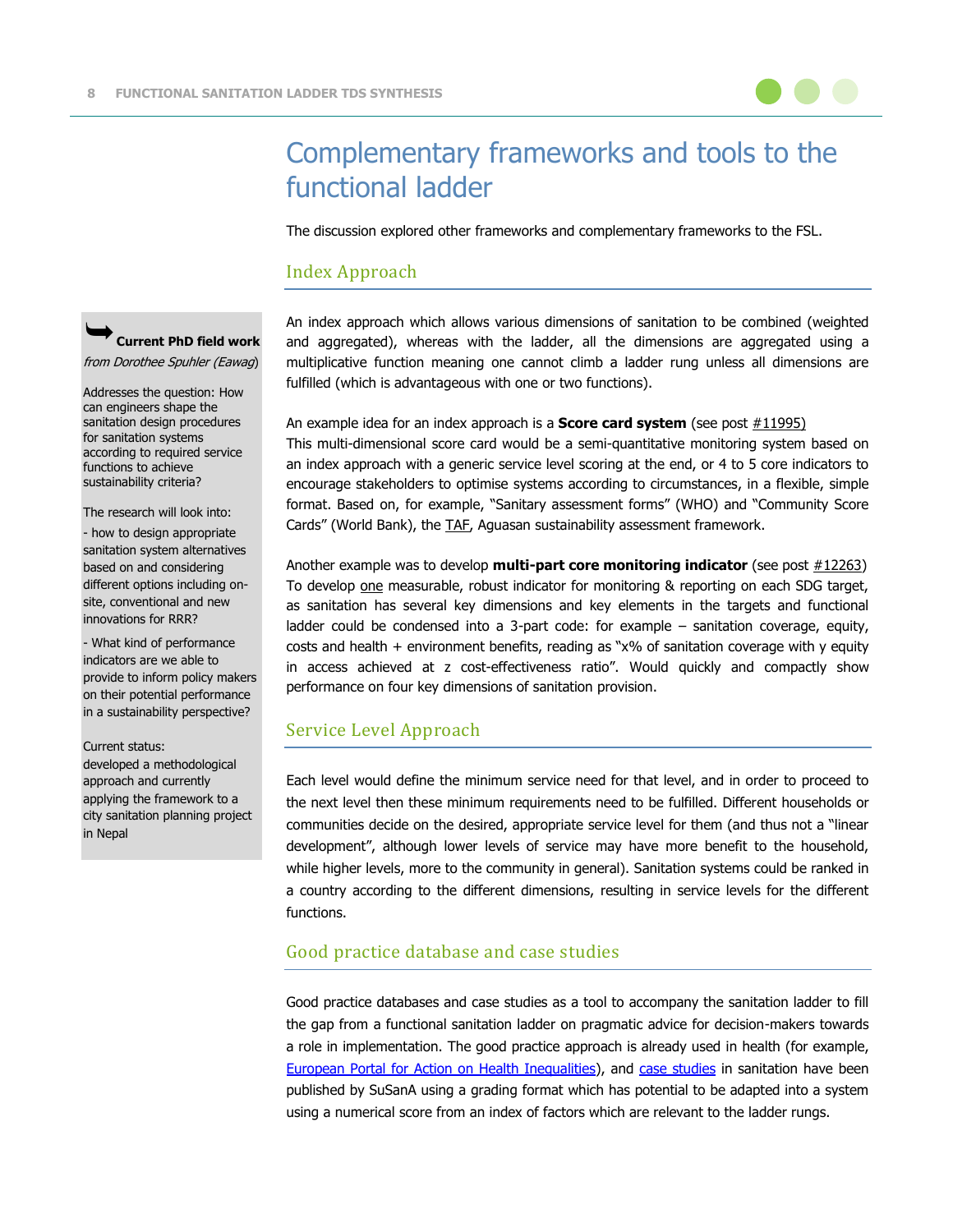# Complementary frameworks and tools to the functional ladder

The discussion explored other frameworks and complementary frameworks to the FSL.

## Index Approach

An index approach which allows various dimensions of sanitation to be combined (weighted and aggregated), whereas with the ladder, all the dimensions are aggregated using a multiplicative function meaning one cannot climb a ladder rung unless all dimensions are fulfilled (which is advantageous with one or two functions).

An example idea for an index approach is a **Score card system** (see post #11995)
This multi-dimensional score card would be a semi-quantitative monitoring system based on an index approach with a generic service level scoring at the end, or 4 to 5 core indicators to encourage stakeholders to optimise systems according to circumstances, in a flexible, simple format. Based on, for example, "Sanitary assessment forms" (WHO) and "Community Score Cards" (World Bank), the TAF, Aguasan sustainability assessment framework.

Another example was to develop **multi-part core monitoring indicator** (see post #12263)
To develop one measurable, robust indicator for monitoring & reporting on each SDG target, as sanitation has several key dimensions and key elements in the targets and functional ladder could be condensed into a 3-part code: for example – sanitation coverage, equity, costs and health + environment benefits, reading as "x% of sanitation coverage with y equity in access achieved at z cost-effectiveness ratio". Would quickly and compactly show performance on four key dimensions of sanitation provision.

> **Current PhD field work**
> *from Dorothee Spuhler (Eawag)*
>
> Addresses the question: How can engineers shape the sanitation design procedures for sanitation systems according to required service functions to achieve sustainability criteria?
>
> The research will look into:
> - how to design appropriate sanitation system alternatives based on and considering different options including on-site, conventional and new innovations for RRR?
> - What kind of performance indicators are we able to provide to inform policy makers on their potential performance in a sustainability perspective?
>
> Current status:
> developed a methodological approach and currently applying the framework to a city sanitation planning project in Nepal

## Service Level Approach

Each level would define the minimum service need for that level, and in order to proceed to the next level then these minimum requirements need to be fulfilled. Different households or communities decide on the desired, appropriate service level for them (and thus not a "linear development", although lower levels of service may have more benefit to the household, while higher levels, more to the community in general). Sanitation systems could be ranked in a country according to the different dimensions, resulting in service levels for the different functions.

## Good practice database and case studies

Good practice databases and case studies as a tool to accompany the sanitation ladder to fill the gap from a functional sanitation ladder on pragmatic advice for decision-makers towards a role in implementation. The good practice approach is already used in health (for example, European Portal for Action on Health Inequalities), and case studies in sanitation have been published by SuSanA using a grading format which has potential to be adapted into a system using a numerical score from an index of factors which are relevant to the ladder rungs.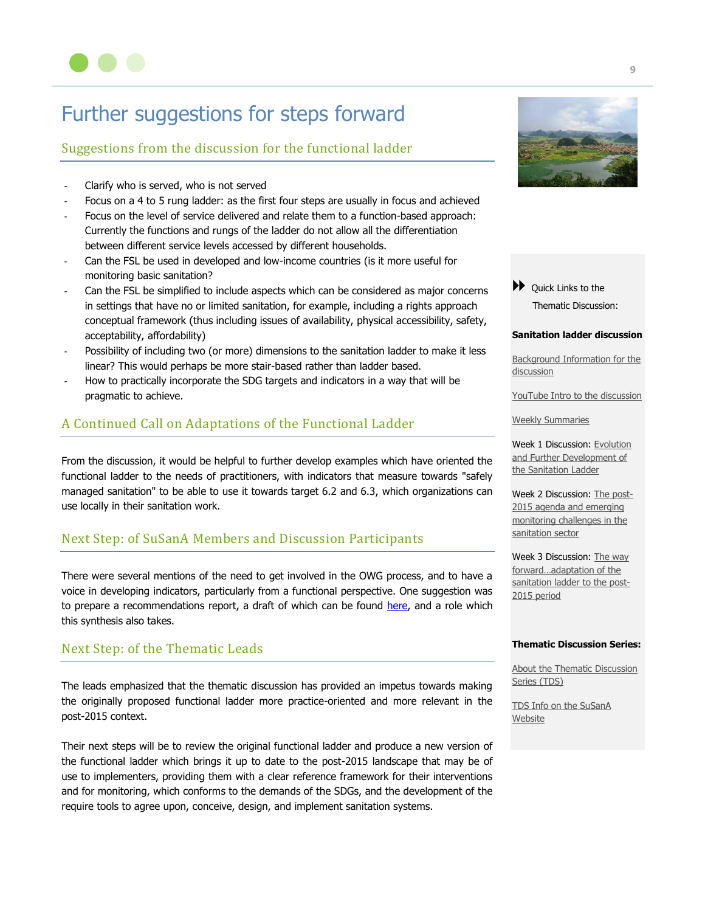# Further suggestions for steps forward

## Suggestions from the discussion for the functional ladder

- Clarify who is served, who is not served
- Focus on a 4 to 5 rung ladder: as the first four steps are usually in focus and achieved
- Focus on the level of service delivered and relate them to a function-based approach: Currently the functions and rungs of the ladder do not allow all the differentiation between different service levels accessed by different households.
- Can the FSL be used in developed and low-income countries (is it more useful for monitoring basic sanitation?
- Can the FSL be simplified to include aspects which can be considered as major concerns in settings that have no or limited sanitation, for example, including a rights approach conceptual framework (thus including issues of availability, physical accessibility, safety, acceptability, affordability)
- Possibility of including two (or more) dimensions to the sanitation ladder to make it less linear? This would perhaps be more stair-based rather than ladder based.
- How to practically incorporate the SDG targets and indicators in a way that will be pragmatic to achieve.

## A Continued Call on Adaptations of the Functional Ladder

From the discussion, it would be helpful to further develop examples which have oriented the functional ladder to the needs of practitioners, with indicators that measure towards "safely managed sanitation" to be able to use it towards target 6.2 and 6.3, which organizations can use locally in their sanitation work.

## Next Step: of SuSanA Members and Discussion Participants

There were several mentions of the need to get involved in the OWG process, and to have a voice in developing indicators, particularly from a functional perspective. One suggestion was to prepare a recommendations report, a draft of which can be found here, and a role which this synthesis also takes.

## Next Step: of the Thematic Leads

The leads emphasized that the thematic discussion has provided an impetus towards making the originally proposed functional ladder more practice-oriented and more relevant in the post-2015 context.

Their next steps will be to review the original functional ladder and produce a new version of the functional ladder which brings it up to date to the post-2015 landscape that may be of use to implementers, providing them with a clear reference framework for their interventions and for monitoring, which conforms to the demands of the SDGs, and the development of the require tools to agree upon, conceive, design, and implement sanitation systems.

---

Quick Links to the Thematic Discussion:

**Sanitation ladder discussion**

Background Information for the discussion

YouTube Intro to the discussion

Weekly Summaries

Week 1 Discussion: Evolution and Further Development of the Sanitation Ladder

Week 2 Discussion: The post-2015 agenda and emerging monitoring challenges in the sanitation sector

Week 3 Discussion: The way forward...adaptation of the sanitation ladder to the post-2015 period

**Thematic Discussion Series:**

About the Thematic Discussion Series (TDS)

TDS Info on the SuSanA Website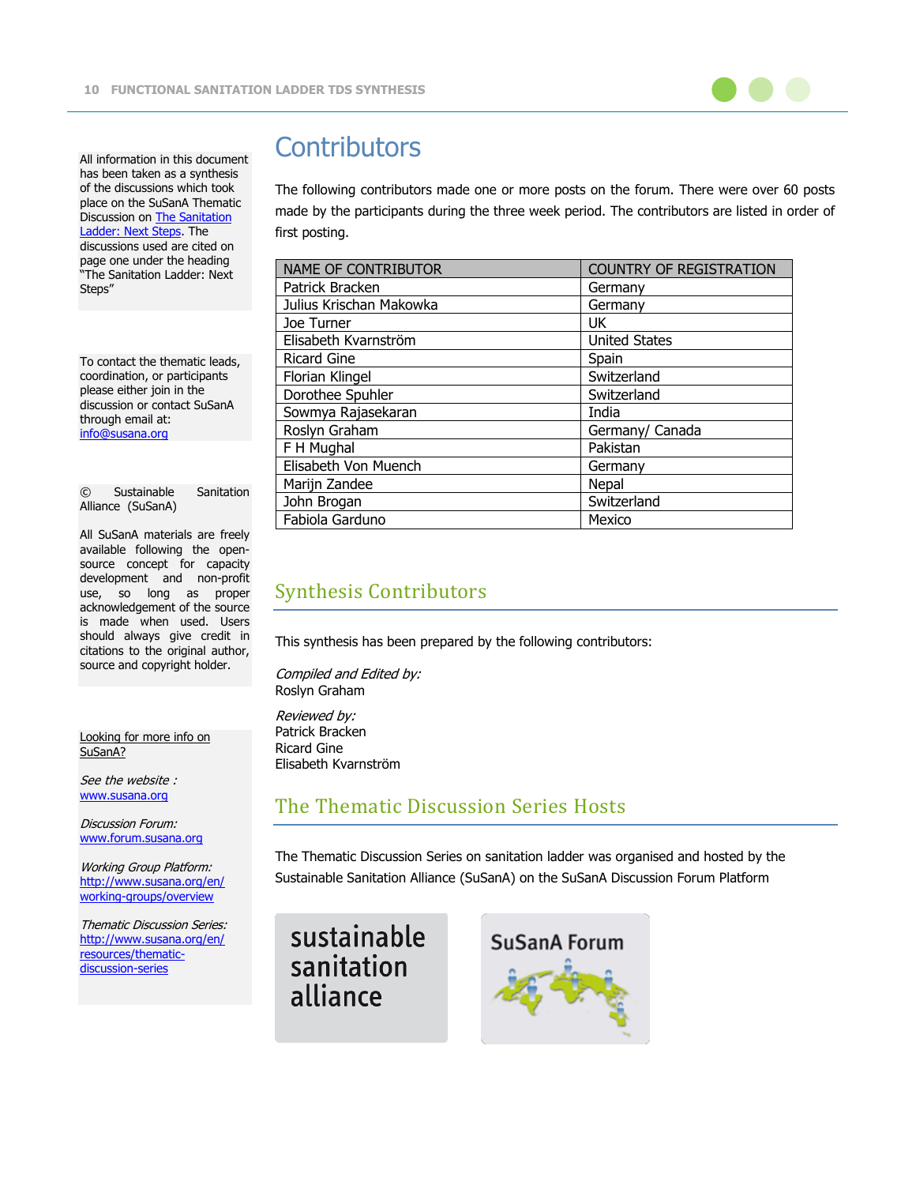# Contributors

The following contributors made one or more posts on the forum. There were over 60 posts made by the participants during the three week period. The contributors are listed in order of first posting.

| NAME OF CONTRIBUTOR | COUNTRY OF REGISTRATION |
|---|---|
| Patrick Bracken | Germany |
| Julius Krischan Makowka | Germany |
| Joe Turner | UK |
| Elisabeth Kvarnström | United States |
| Ricard Gine | Spain |
| Florian Klingel | Switzerland |
| Dorothee Spuhler | Switzerland |
| Sowmya Rajasekaran | India |
| Roslyn Graham | Germany/ Canada |
| F H Mughal | Pakistan |
| Elisabeth Von Muench | Germany |
| Marijn Zandee | Nepal |
| John Brogan | Switzerland |
| Fabiola Garduno | Mexico |

## Synthesis Contributors

This synthesis has been prepared by the following contributors:

*Compiled and Edited by:*
Roslyn Graham

*Reviewed by:*
Patrick Bracken
Ricard Gine
Elisabeth Kvarnström

## The Thematic Discussion Series Hosts

The Thematic Discussion Series on sanitation ladder was organised and hosted by the Sustainable Sanitation Alliance (SuSanA) on the SuSanA Discussion Forum Platform

sustainable sanitation alliance

SuSanA Forum

---

All information in this document has been taken as a synthesis of the discussions which took place on the SuSanA Thematic Discussion on [The Sanitation Ladder: Next Steps](). The discussions used are cited on page one under the heading "The Sanitation Ladder: Next Steps"

To contact the thematic leads, coordination, or participants please either join in the discussion or contact SuSanA through email at: info@susana.org

© Sustainable Sanitation Alliance (SuSanA)

All SuSanA materials are freely available following the open-source concept for capacity development and non-profit use, so long as proper acknowledgement of the source is made when used. Users should always give credit in citations to the original author, source and copyright holder.

Looking for more info on SuSanA?

*See the website :*
www.susana.org

*Discussion Forum:*
www.forum.susana.org

*Working Group Platform:*
http://www.susana.org/en/working-groups/overview

*Thematic Discussion Series:*
http://www.susana.org/en/resources/thematic-discussion-series